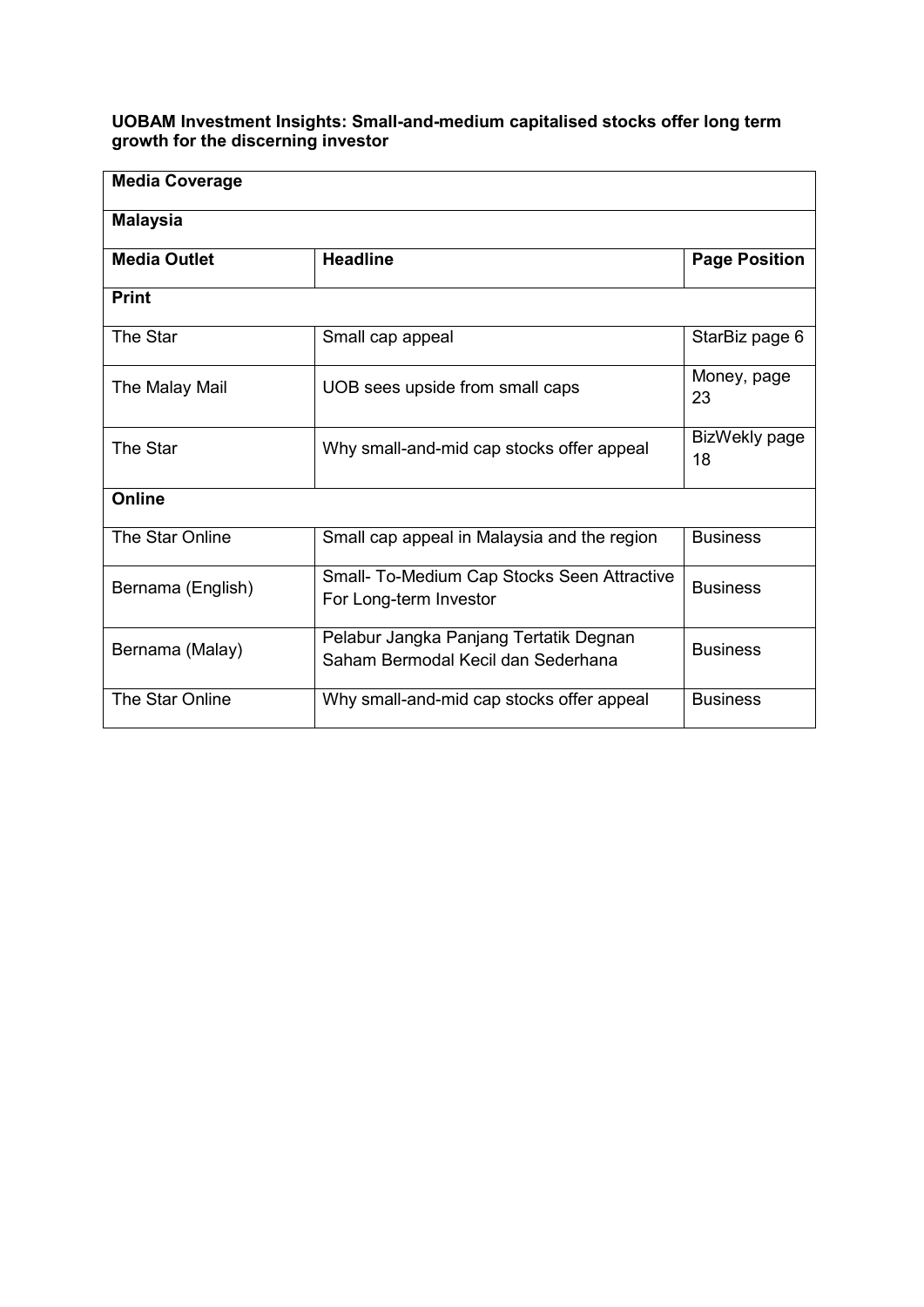**UOBAM Investment Insights: Small-and-medium capitalised stocks offer long term growth for the discerning investor**

| Media Coverage | | |
|---|---|---|
| **Malaysia** | | |
| **Media Outlet** | **Headline** | **Page Position** |
| **Print** | | |
| The Star | Small cap appeal | StarBiz page 6 |
| The Malay Mail | UOB sees upside from small caps | Money, page 23 |
| The Star | Why small-and-mid cap stocks offer appeal | BizWekly page 18 |
| **Online** | | |
| The Star Online | Small cap appeal in Malaysia and the region | Business |
| Bernama (English) | Small- To-Medium Cap Stocks Seen Attractive For Long-term Investor | Business |
| Bernama (Malay) | Pelabur Jangka Panjang Tertatik Degnan Saham Bermodal Kecil dan Sederhana | Business |
| The Star Online | Why small-and-mid cap stocks offer appeal | Business |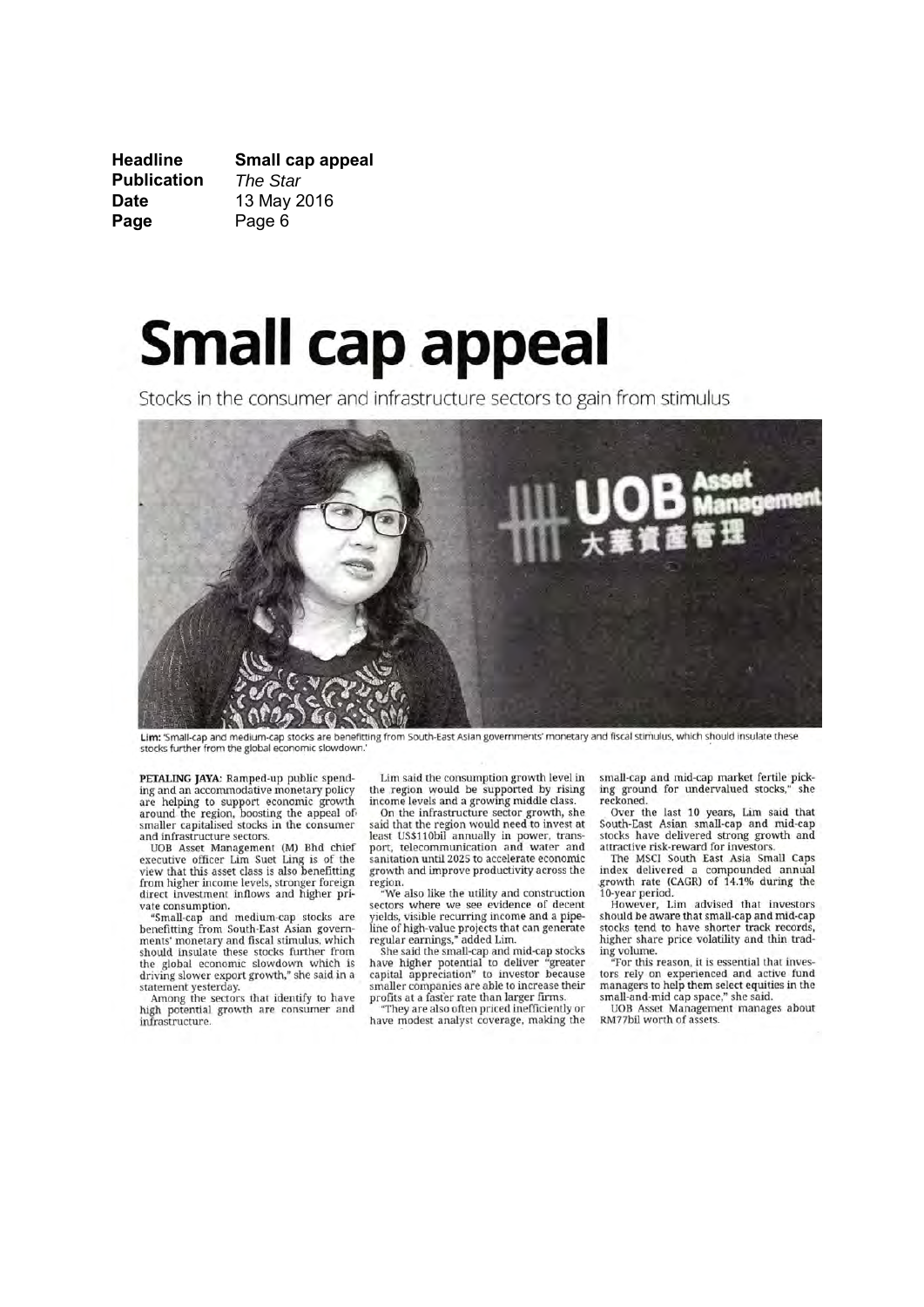| Headline | Small cap appeal |
| --- | --- |
| Publication | *The Star* |
| Date | 13 May 2016 |
| Page | Page 6 |

# Small cap appeal

Stocks in the consumer and infrastructure sectors to gain from stimulus

**Lim:** 'Small-cap and medium-cap stocks are benefitting from South-East Asian governments' monetary and fiscal stimulus, which should insulate these stocks further from the global economic slowdown.'

**PETALING JAYA:** Ramped-up public spending and an accommodative monetary policy are helping to support economic growth around the region, boosting the appeal of smaller capitalised stocks in the consumer and infrastructure sectors.

UOB Asset Management (M) Bhd chief executive officer Lim Suet Ling is of the view that this asset class is also benefitting from higher income levels, stronger foreign direct investment inflows and higher private consumption.

"Small-cap and medium-cap stocks are benefitting from South-East Asian governments' monetary and fiscal stimulus, which should insulate these stocks further from the global economic slowdown which is driving slower export growth," she said in a statement yesterday.

Among the sectors that identify to have high potential growth are consumer and infrastructure.

Lim said the consumption growth level in the region would be supported by rising income levels and a growing middle class.

On the infrastructure sector growth, she said that the region would need to invest at least US$110bil annually in power, transport, telecommunication and water and sanitation until 2025 to accelerate economic growth and improve productivity across the region.

"We also like the utility and construction sectors where we see evidence of decent yields, visible recurring income and a pipeline of high-value projects that can generate regular earnings," added Lim.

She said the small-cap and mid-cap stocks have higher potential to deliver "greater capital appreciation" to investor because smaller companies are able to increase their profits at a faster rate than larger firms.

"They are also often priced inefficiently or have modest analyst coverage, making the small-cap and mid-cap market fertile picking ground for undervalued stocks," she reckoned.

Over the last 10 years, Lim said that South-East Asian small-cap and mid-cap stocks have delivered strong growth and attractive risk-reward for investors.

The MSCI South East Asia Small Caps index delivered a compounded annual growth rate (CAGR) of 14.1% during the 10-year period.

However, Lim advised that investors should be aware that small-cap and mid-cap stocks tend to have shorter track records, higher share price volatility and thin trading volume.

"For this reason, it is essential that investors rely on experienced and active fund managers to help them select equities in the small-and-mid cap space," she said.

UOB Asset Management manages about RM77bil worth of assets.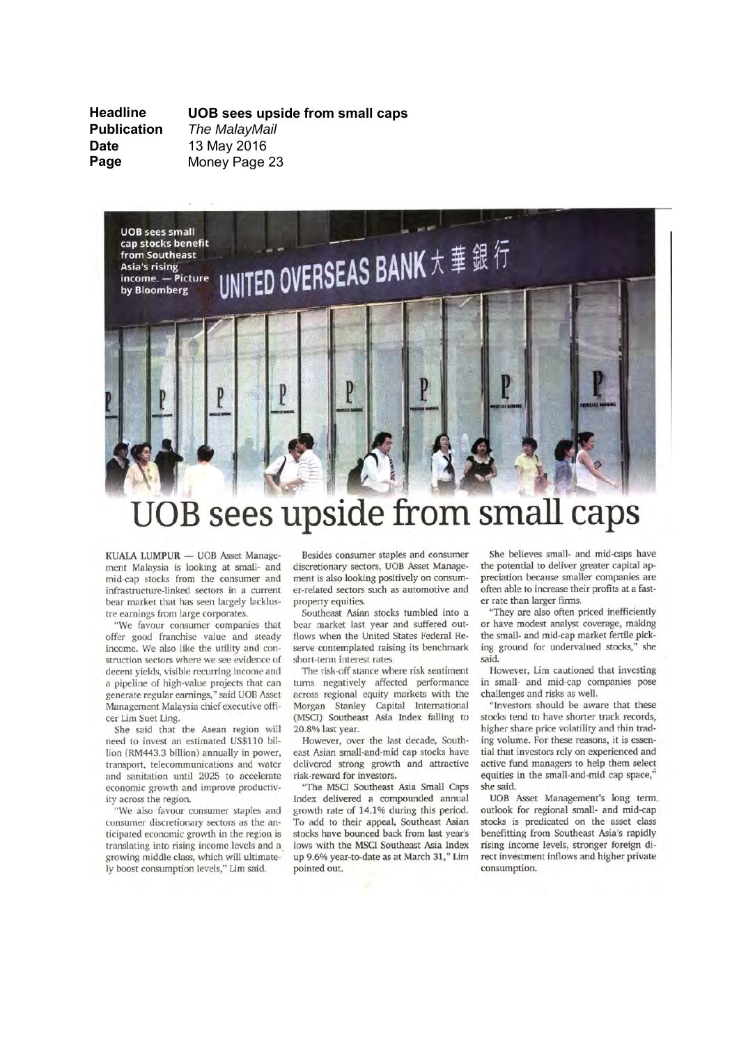| | |
|---|---|
| **Headline** | **UOB sees upside from small caps** |
| **Publication** | *The MalayMail* |
| **Date** | 13 May 2016 |
| **Page** | Money Page 23 |

UOB sees small cap stocks benefit from Southeast Asia's rising income. — Picture by Bloomberg

# UOB sees upside from small caps

KUALA LUMPUR — UOB Asset Management Malaysia is looking at small- and mid-cap stocks from the consumer and infrastructure-linked sectors in a current bear market that has seen largely lacklustre earnings from large corporates.

"We favour consumer companies that offer good franchise value and steady income. We also like the utility and construction sectors where we see evidence of decent yields, visible recurring income and a pipeline of high-value projects that can generate regular earnings," said UOB Asset Management Malaysia chief executive officer Lim Suet Ling.

She said that the Asean region will need to invest an estimated US$110 billion (RM443.3 billion) annually in power, transport, telecommunications and water and sanitation until 2025 to accelerate economic growth and improve productivity across the region.

"We also favour consumer staples and consumer discretionary sectors as the anticipated economic growth in the region is translating into rising income levels and a growing middle class, which will ultimately boost consumption levels," Lim said.

Besides consumer staples and consumer discretionary sectors, UOB Asset Management is also looking positively on consumer-related sectors such as automotive and property equities.

Southeast Asian stocks tumbled into a bear market last year and suffered outflows when the United States Federal Reserve contemplated raising its benchmark short-term interest rates.

The risk-off stance where risk sentiment turns negatively affected performance across regional equity markets with the Morgan Stanley Capital International (MSCI) Southeast Asia Index falling to 20.8% last year.

However, over the last decade, Southeast Asian small-and-mid cap stocks have delivered strong growth and attractive risk-reward for investors.

"The MSCI Southeast Asia Small Caps Index delivered a compounded annual growth rate of 14.1% during this period. To add to their appeal, Southeast Asian stocks have bounced back from last year's lows with the MSCI Southeast Asia Index up 9.6% year-to-date as at March 31," Lim pointed out.

She believes small- and mid-caps have the potential to deliver greater capital appreciation because smaller companies are often able to increase their profits at a faster rate than larger firms.

"They are also often priced inefficiently or have modest analyst coverage, making the small- and mid-cap market fertile picking ground for undervalued stocks," she said.

However, Lim cautioned that investing in small- and mid-cap companies pose challenges and risks as well.

"Investors should be aware that these stocks tend to have shorter track records, higher share price volatility and thin trading volume. For these reasons, it is essential that investors rely on experienced and active fund managers to help them select equities in the small-and-mid cap space," she said.

UOB Asset Management's long term outlook for regional small- and mid-cap stocks is predicated on the asset class benefitting from Southeast Asia's rapidly rising income levels, stronger foreign direct investment inflows and higher private consumption.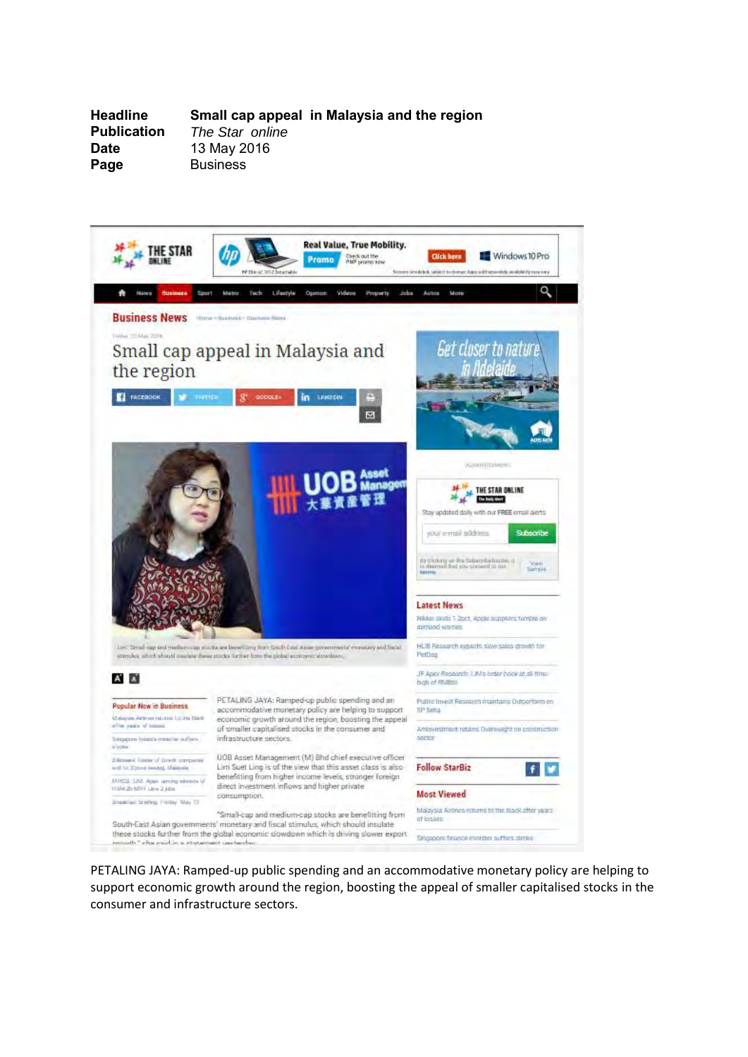| | |
|---|---|
| **Headline** | **Small cap appeal in Malaysia and the region** |
| **Publication** | *The Star online* |
| **Date** | 13 May 2016 |
| **Page** | Business |

PETALING JAYA: Ramped-up public spending and an accommodative monetary policy are helping to support economic growth around the region, boosting the appeal of smaller capitalised stocks in the consumer and infrastructure sectors.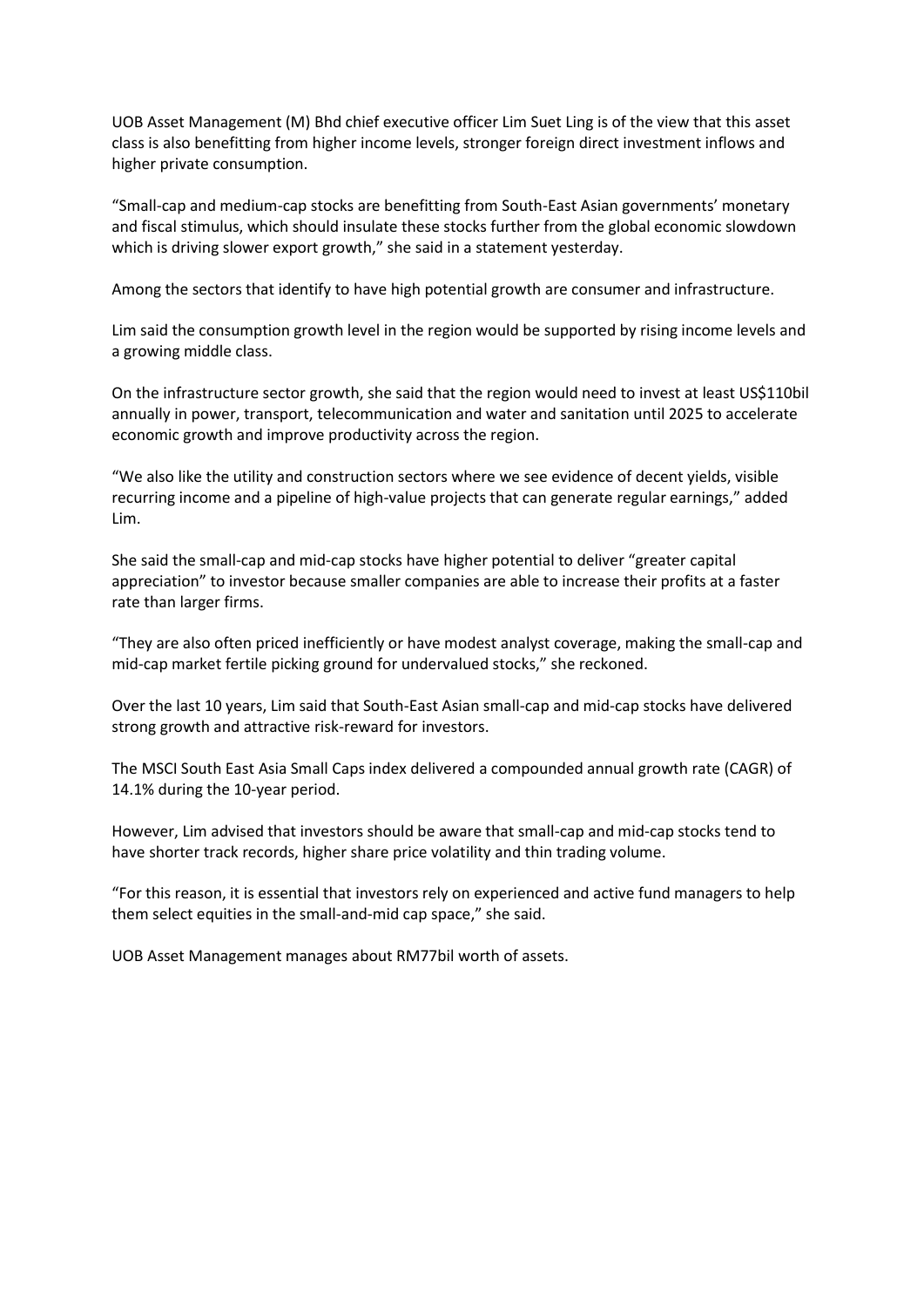UOB Asset Management (M) Bhd chief executive officer Lim Suet Ling is of the view that this asset class is also benefitting from higher income levels, stronger foreign direct investment inflows and higher private consumption.

“Small-cap and medium-cap stocks are benefitting from South-East Asian governments’ monetary and fiscal stimulus, which should insulate these stocks further from the global economic slowdown which is driving slower export growth,” she said in a statement yesterday.

Among the sectors that identify to have high potential growth are consumer and infrastructure.

Lim said the consumption growth level in the region would be supported by rising income levels and a growing middle class.

On the infrastructure sector growth, she said that the region would need to invest at least US$110bil annually in power, transport, telecommunication and water and sanitation until 2025 to accelerate economic growth and improve productivity across the region.

“We also like the utility and construction sectors where we see evidence of decent yields, visible recurring income and a pipeline of high-value projects that can generate regular earnings,” added Lim.

She said the small-cap and mid-cap stocks have higher potential to deliver “greater capital appreciation” to investor because smaller companies are able to increase their profits at a faster rate than larger firms.

“They are also often priced inefficiently or have modest analyst coverage, making the small-cap and mid-cap market fertile picking ground for undervalued stocks,” she reckoned.

Over the last 10 years, Lim said that South-East Asian small-cap and mid-cap stocks have delivered strong growth and attractive risk-reward for investors.

The MSCI South East Asia Small Caps index delivered a compounded annual growth rate (CAGR) of 14.1% during the 10-year period.

However, Lim advised that investors should be aware that small-cap and mid-cap stocks tend to have shorter track records, higher share price volatility and thin trading volume.

“For this reason, it is essential that investors rely on experienced and active fund managers to help them select equities in the small-and-mid cap space,” she said.

UOB Asset Management manages about RM77bil worth of assets.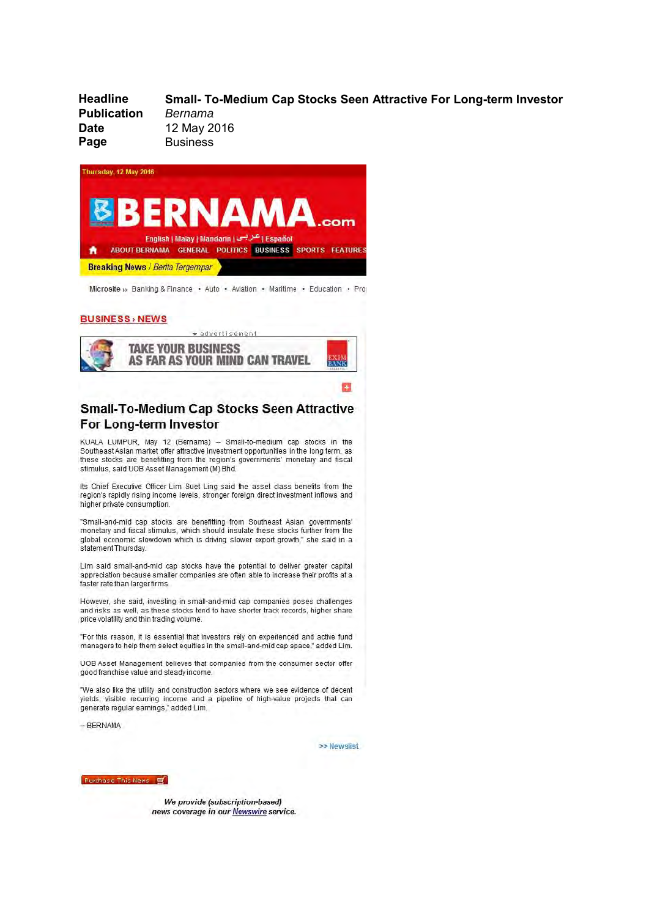| | |
|---|---|
| **Headline** | **Small- To-Medium Cap Stocks Seen Attractive For Long-term Investor** |
| **Publication** | *Bernama* |
| **Date** | 12 May 2016 |
| **Page** | Business |

Thursday, 12 May 2016

BERNAMA.com

English | Malay | Mandarin | عربي | Español

ABOUT BERNAMA GENERAL POLITICS BUSINESS SPORTS FEATURES

**Breaking News** / *Berita Tergempar*

Microsite ›› Banking & Finance • Auto • Aviation • Maritime • Education • Pro

**BUSINESS › NEWS**

advertisement

TAKE YOUR BUSINESS AS FAR AS YOUR MIND CAN TRAVEL — EXIM BANK

## Small-To-Medium Cap Stocks Seen Attractive For Long-term Investor

KUALA LUMPUR, May 12 (Bernama) -- Small-to-medium cap stocks in the Southeast Asian market offer attractive investment opportunities in the long term, as these stocks are benefitting from the region's governments' monetary and fiscal stimulus, said UOB Asset Management (M) Bhd.

Its Chief Executive Officer Lim Suet Ling said the asset class benefits from the region's rapidly rising income levels, stronger foreign direct investment inflows and higher private consumption.

"Small-and-mid cap stocks are benefitting from Southeast Asian governments' monetary and fiscal stimulus, which should insulate these stocks further from the global economic slowdown which is driving slower export growth," she said in a statement Thursday.

Lim said small-and-mid cap stocks have the potential to deliver greater capital appreciation because smaller companies are often able to increase their profits at a faster rate than larger firms.

However, she said, investing in small-and-mid cap companies poses challenges and risks as well, as these stocks tend to have shorter track records, higher share price volatility and thin trading volume.

"For this reason, it is essential that investors rely on experienced and active fund managers to help them select equities in the small-and-mid cap space," added Lim.

UOB Asset Management believes that companies from the consumer sector offer good franchise value and steady income.

"We also like the utility and construction sectors where we see evidence of decent yields, visible recurring income and a pipeline of high-value projects that can generate regular earnings," added Lim.

-- BERNAMA

>> Newslist

Purchase This News

*We provide (subscription-based) news coverage in our Newswire service.*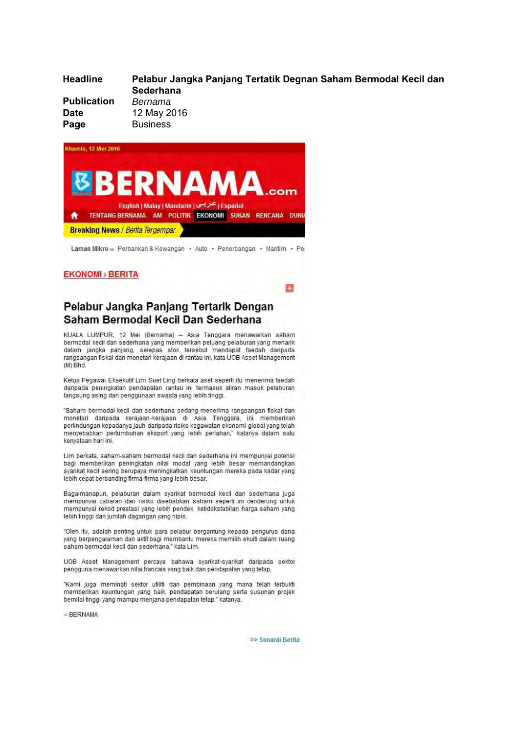| | |
|---|---|
| **Headline** | **Pelabur Jangka Panjang Tertatik Degnan Saham Bermodal Kecil dan Sederhana** |
| **Publication** | *Bernama* |
| **Date** | 12 May 2016 |
| **Page** | Business |

Khamis, 12 Mei 2016

BERNAMA.com

English | Malay | Mandarin | عربي | Español

TENTANG BERNAMA AM POLITIK EKONOMI SUKAN RENCANA DUNIA

**Breaking News** / *Berita Tergempar*

Laman Mikro » Perbankan & Kewangan • Auto • Penerbangan • Maritim • Pe

**EKONOMI › BERITA**

## Pelabur Jangka Panjang Tertarik Dengan Saham Bermodal Kecil Dan Sederhana

KUALA LUMPUR, 12 Mei (Bernama) -- Asia Tenggara menawarkan saham bermodal kecil dan sederhana yang memberikan peluang pelaburan yang menarik dalam jangka panjang, selepas stok tersebut mendapat faedah daripada rangsangan fiskal dan monetari kerajaan di rantau ini, kata UOB Asset Management (M) Bhd.

Ketua Pegawai Eksekutif Lim Suet Ling berkata aset seperti itu menerima faedah daripada peningkatan pendapatan rantau ini termasuk aliran masuk pelaburan langsung asing dan penggunaan swasta yang lebih tinggi.

"Saham bermodal kecil dan sederhana sedang menerima rangsangan fiskal dan monetari daripada kerajaan-kerajaan di Asia Tenggara, ini memberikan perlindungan kepadanya jauh daripada risiko kegawatan ekonomi global yang telah menyebabkan pertumbuhan eksport yang lebih perlahan," katanya dalam satu kenyataan hari ini.

Lim berkata, saham-saham bermodal kecil dan sederhana ini mempunyai potensi bagi memberikan peningkatan nilai modal yang lebih besar memandangkan syarikat kecil sering berupaya meningkatkan keuntungan mereka pada kadar yang lebih cepat berbanding firma-firma yang lebih besar.

Bagaimanapun, pelaburan dalam syarikat bermodal kecil dan sederhana juga mempunyai cabaran dan risiko disebabkan saham seperti ini cenderung untuk mempunyai rekod prestasi yang lebih pendek, ketidakstabilan harga saham yang lebih tinggi dan jumlah dagangan yang nipis.

"Oleh itu, adalah penting untuk para pelabur bergantung kepada pengurus dana yang berpengalaman dan aktif bagi membantu mereka memilih ekuiti dalam ruang saham bermodal kecil dan sederhana," kata Lim.

UOB Asset Management percaya bahawa syarikat-syarikat daripada sektor pengguna menawarkan nilai francais yang baik dan pendapatan yang tetap.

"Kami juga meminati sektor utiliti dan pembinaan yang mana telah terbukti memberikan keuntungan yang baik, pendapatan berulang serta susunan projek bernilai tinggi yang mampu menjana pendapatan tetap," katanya.

-- BERNAMA

>> Senarai Berita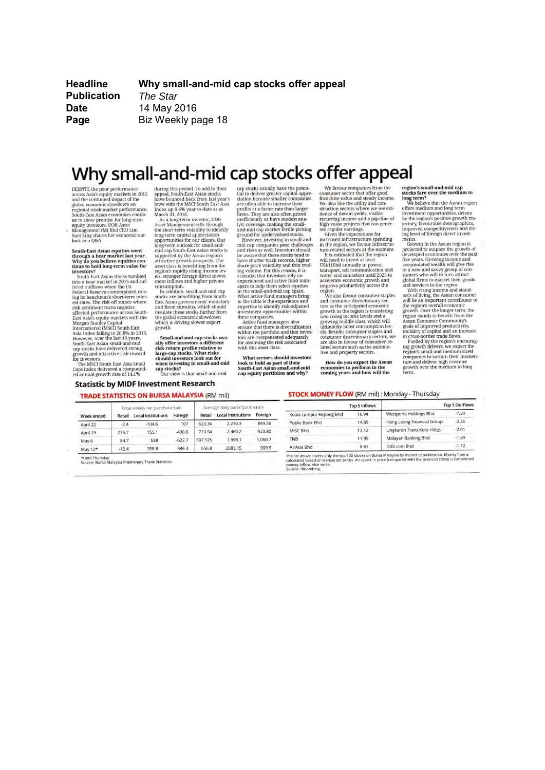| | |
|---|---|
| **Headline** | **Why small-and-mid cap stocks offer appeal** |
| **Publication** | *The Star* |
| **Date** | 14 May 2016 |
| **Page** | Biz Weekly page 18 |

# Why small-and-mid cap stocks offer appeal

DESPITE the poor performance across Asia's equity markets in 2015 and the continued impact of the global economic slowdown on regional stock market performance, South-East Asian economies continue to show promise for long-term equity investors. UOB Asset Management (M) Bhd CEO Lim Suet Ling shares her economic outlook in a Q&A:

**South-East Asian equities went through a bear market last year. Why do you believe equities continue to hold long-term value for investors?**

South-East Asian stocks tumbled into a bear market in 2015 and suffered outflows when the US Federal Reserve contemplated raising its benchmark short-term interest rates. The risk-off stance where risk sentiment turns negative affected performance across South-East Asia's equity markets with the Morgan Stanley Capital International (MSCI) South East Asia Index falling to 20.8% in 2015. However, over the last 10 years, South-East Asian small-and-mid cap stocks have delivered strong growth and attractive risk-reward for investors.

The MSCI South East Asia Small Caps index delivered a compounded annual growth rate of 14.1% during this period. To add to their appeal, South-East Asian stocks have bounced back from last year's lows with the MSCI South East Asia Index up 9.6% year-to-date as at March 31, 2016.

As a long-term investor, UOB Asset Management sifts through the short-term volatility to identify long-term capital appreciation opportunities for our clients. Our long-term outlook for small-and-mid cap South-East Asian stocks is supported by the Asean region's attractive growth prospects. The asset class is benefiting from the region's rapidly rising income levels, stronger foreign direct investment inflows and higher private consumption.

In addition, small-and-mid cap stocks are benefiting from South-East Asian governments' monetary and fiscal stimulus, which should insulate these stocks further from the global economic slowdown which is driving slower export growth.

**Small-and-mid cap stocks usually offer investors a different risk-return profile relative to large-cap stocks. What risks should investors look out for when investing in small-and-mid cap stocks?**

Our view is that small-and-mid cap stocks usually have the potential to deliver greater capital appreciation because smaller companies are often able to increase their profits at a faster rate than larger firms. They are also often priced inefficiently or have modest analyst coverage, making the small-and-mid cap market fertile picking ground for undervalued stocks.

However, investing in small-and-mid cap companies pose challenges and risks as well. Investors should be aware that these stocks tend to have shorter track records, higher share price volatility and thin trading volume. For this reason, it is essential that investors rely on experienced and active fund managers to help them select equities in the small-and-mid cap space. What active fund managers bring to the table is the experience and expertise to identify risk-adjusted investment opportunities within these companies.

Active fund managers also ensure that there is diversification within the portfolio and that investors are compensated adequately for assuming the risk associated with this asset class.

**What sectors should investors look to hold as part of their South-East Asian small-and-mid cap equity portfolios and why?**

We favour companies from the consumer sector that offer good franchise value and steady income. We also like the utility and construction sectors where we see evidence of decent yields, visible recurring income and a pipeline of high-value projects that can generate regular earnings.

Given the expectations for increased infrastructure spending in the region, we favour infrastructure-related sectors at the moment.

It is estimated that the region will need to invest at least US$110bil annually in power, transport, telecommunication and water and sanitation until 2025 to accelerate economic growth and improve productivity across the region.

We also favour consumer staples and consumer discretionary sectors as the anticipated economic growth in the region is translating into rising income levels and a growing middle class, which will ultimately boost consumption levels. Besides consumer staples and consumer discretionary sectors, we are also in favour of consumer-related sectors such as the automotive and property sectors.

**How do you expect the Asean economies to perform in the coming years and how will the region's small-and-mid cap stocks fare over the medium to long term?**

We believe that the Asean region offers medium and long term investment opportunities, driven by the region's positive growth trajectory, favourable demographics, improved competitiveness and rising level of foreign direct investments.

Growth in the Asean region is projected to outpace the growth of developed economies over the next five years. Growing income and accumulated wealth will give rise to a new and savvy group of consumers who will in turn attract global firms to market their goods and services in the region.

With rising income and standards of living, the Asean consumer will be an important contributor to the region's overall economic growth. Over the longer term, the region stands to benefit from the Asean Economic Community's goals of improved productivity, mobility of capital and an increase in cross-border trade flows.

Fuelled by the region's encouraging growth drivers, we expect the region's small-and-medium sized companies to sustain their momentum and deliver high revenue growth over the medium to long term.

## Statistic by MIDF Investment Research

**TRADE STATISTICS ON BURSA MALAYSIA** (RM mil)

| | Total weekly net purchase/sale | | | Average daily participation rate | | |
|---|---|---|---|---|---|---|
| Week ended | Retail | Local Institutions | Foreign | Retail | Local Institutions | Foreign |
| April 22 | -2.4 | -104.6 | 107 | 623.36 | 2,230.3 | 849.56 |
| April 29 | 275.7 | 155.1 | -430.8 | 713.54 | 2,460.2 | 923.80 |
| May 6 | 84.7 | 538 | -622.7 | 597.525 | 1,998.1 | 1,060.7 |
| May 12* | -12.4 | 358.8 | -346.4 | 656.8 | 2083.15 | 909.9 |

*Until Thursday
Source: Bursa Malaysia Preliminary Trade Statistics

**STOCK MONEY FLOW** (RM mil) : Monday - Thursday

| Top 5 Inflows | | Top 5 Outflows | |
|---|---|---|---|
| Kuala Lumpur Kepong Bhd | 16.94 | Westports Holdings Bhd | -7.20 |
| Public Bank Bhd | 14.85 | Hong Leong Financial Group | -2.26 |
| MISC Bhd | 13.12 | Lingkaran Trans Kota Hldgs | -2.01 |
| TNB | 11.95 | Malayan Banking Bhd | -1.89 |
| AirAsia Bhd | 8.61 | DiGi.com Bhd | -1.12 |

The list above covers only the top 100 stocks on Bursa Malaysia by market capitalization. Money flow is calculated based on transacted prices. An uptick in price (compared with the previous close) is considered money inflow, vice versa.
Source: Bloomberg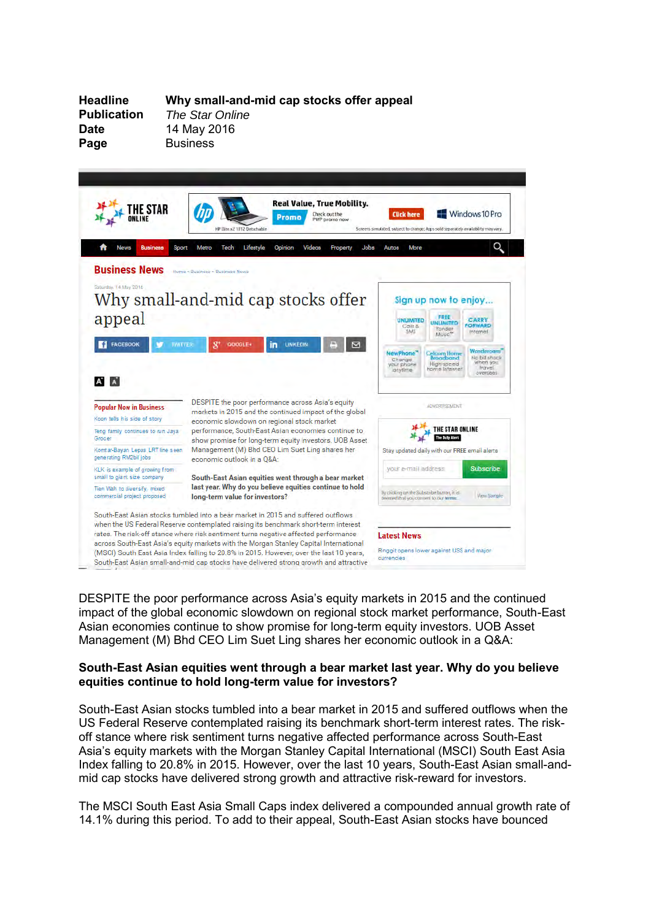| | |
|---|---|
| **Headline** | **Why small-and-mid cap stocks offer appeal** |
| **Publication** | *The Star Online* |
| **Date** | 14 May 2016 |
| **Page** | Business |

DESPITE the poor performance across Asia's equity markets in 2015 and the continued impact of the global economic slowdown on regional stock market performance, South-East Asian economies continue to show promise for long-term equity investors. UOB Asset Management (M) Bhd CEO Lim Suet Ling shares her economic outlook in a Q&A:

**South-East Asian equities went through a bear market last year. Why do you believe equities continue to hold long-term value for investors?**

South-East Asian stocks tumbled into a bear market in 2015 and suffered outflows when the US Federal Reserve contemplated raising its benchmark short-term interest rates. The risk-off stance where risk sentiment turns negative affected performance across South-East Asia's equity markets with the Morgan Stanley Capital International (MSCI) South East Asia Index falling to 20.8% in 2015. However, over the last 10 years, South-East Asian small-and-mid cap stocks have delivered strong growth and attractive risk-reward for investors.

The MSCI South East Asia Small Caps index delivered a compounded annual growth rate of 14.1% during this period. To add to their appeal, South-East Asian stocks have bounced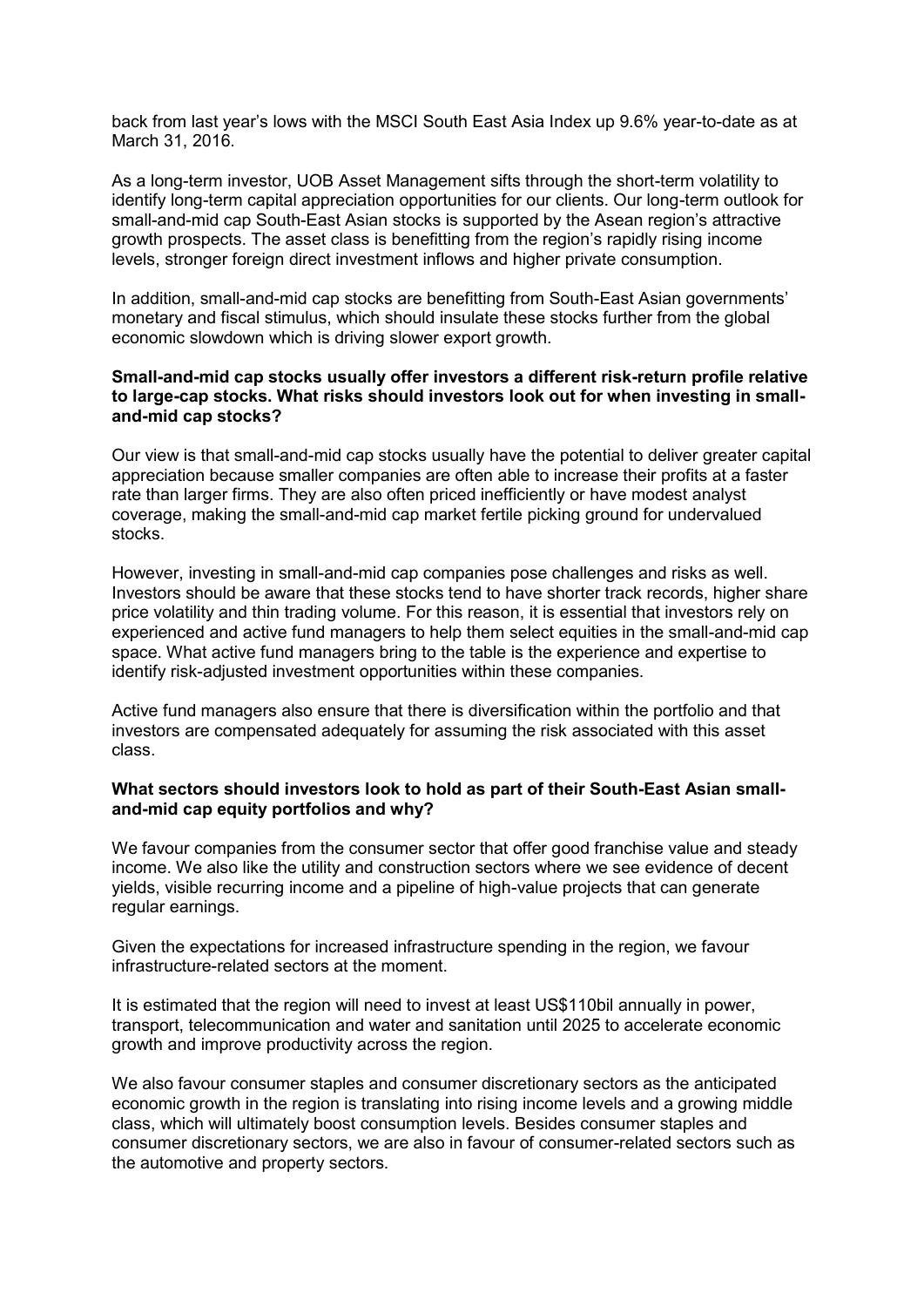back from last year's lows with the MSCI South East Asia Index up 9.6% year-to-date as at March 31, 2016.

As a long-term investor, UOB Asset Management sifts through the short-term volatility to identify long-term capital appreciation opportunities for our clients. Our long-term outlook for small-and-mid cap South-East Asian stocks is supported by the Asean region's attractive growth prospects. The asset class is benefitting from the region's rapidly rising income levels, stronger foreign direct investment inflows and higher private consumption.

In addition, small-and-mid cap stocks are benefitting from South-East Asian governments' monetary and fiscal stimulus, which should insulate these stocks further from the global economic slowdown which is driving slower export growth.

**Small-and-mid cap stocks usually offer investors a different risk-return profile relative to large-cap stocks. What risks should investors look out for when investing in small-and-mid cap stocks?**

Our view is that small-and-mid cap stocks usually have the potential to deliver greater capital appreciation because smaller companies are often able to increase their profits at a faster rate than larger firms. They are also often priced inefficiently or have modest analyst coverage, making the small-and-mid cap market fertile picking ground for undervalued stocks.

However, investing in small-and-mid cap companies pose challenges and risks as well. Investors should be aware that these stocks tend to have shorter track records, higher share price volatility and thin trading volume. For this reason, it is essential that investors rely on experienced and active fund managers to help them select equities in the small-and-mid cap space. What active fund managers bring to the table is the experience and expertise to identify risk-adjusted investment opportunities within these companies.

Active fund managers also ensure that there is diversification within the portfolio and that investors are compensated adequately for assuming the risk associated with this asset class.

**What sectors should investors look to hold as part of their South-East Asian small-and-mid cap equity portfolios and why?**

We favour companies from the consumer sector that offer good franchise value and steady income. We also like the utility and construction sectors where we see evidence of decent yields, visible recurring income and a pipeline of high-value projects that can generate regular earnings.

Given the expectations for increased infrastructure spending in the region, we favour infrastructure-related sectors at the moment.

It is estimated that the region will need to invest at least US$110bil annually in power, transport, telecommunication and water and sanitation until 2025 to accelerate economic growth and improve productivity across the region.

We also favour consumer staples and consumer discretionary sectors as the anticipated economic growth in the region is translating into rising income levels and a growing middle class, which will ultimately boost consumption levels. Besides consumer staples and consumer discretionary sectors, we are also in favour of consumer-related sectors such as the automotive and property sectors.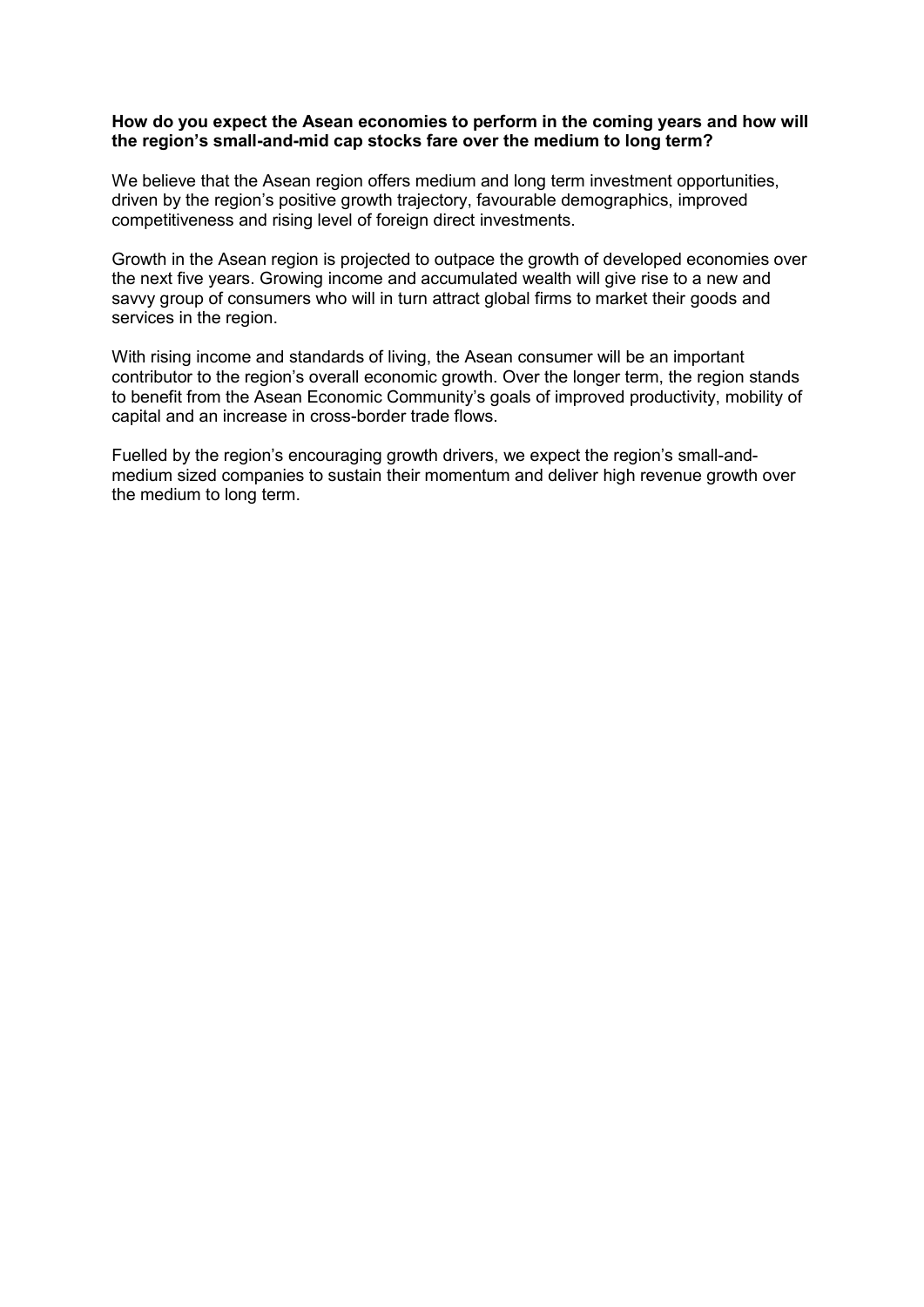**How do you expect the Asean economies to perform in the coming years and how will the region's small-and-mid cap stocks fare over the medium to long term?**

We believe that the Asean region offers medium and long term investment opportunities, driven by the region's positive growth trajectory, favourable demographics, improved competitiveness and rising level of foreign direct investments.

Growth in the Asean region is projected to outpace the growth of developed economies over the next five years. Growing income and accumulated wealth will give rise to a new and savvy group of consumers who will in turn attract global firms to market their goods and services in the region.

With rising income and standards of living, the Asean consumer will be an important contributor to the region's overall economic growth. Over the longer term, the region stands to benefit from the Asean Economic Community's goals of improved productivity, mobility of capital and an increase in cross-border trade flows.

Fuelled by the region's encouraging growth drivers, we expect the region's small-and-medium sized companies to sustain their momentum and deliver high revenue growth over the medium to long term.